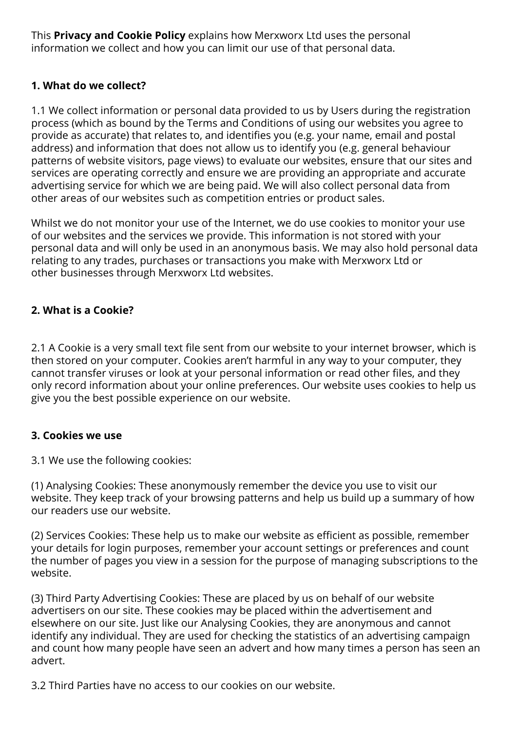This **Privacy and Cookie Policy** explains how Merxworx Ltd uses the personal information we collect and how you can limit our use of that personal data.

### 1. What do we collect?

1.1 We collect information or personal data provided to us by Users during the registration process (which as bound by the Terms and Conditions of using our websites you agree to provide as accurate) that relates to, and identifies you (e.g. your name, email and postal address) and information that does not allow us to identify you (e.g. general behaviour patterns of website visitors, page views) to evaluate our websites, ensure that our sites and services are operating correctly and ensure we are providing an appropriate and accurate advertising service for which we are being paid. We will also collect personal data from other areas of our websites such as competition entries or product sales.

Whilst we do not monitor your use of the Internet, we do use cookies to monitor your use of our websites and the services we provide. This information is not stored with your personal data and will only be used in an anonymous basis. We may also hold personal data relating to any trades, purchases or transactions you make with Merxworx Ltd or other businesses through Merxworx Ltd websites.

### 2. What is a Cookie?

2.1 A Cookie is a very small text file sent from our website to your internet browser, which is then stored on your computer. Cookies aren't harmful in any way to your computer, they cannot transfer viruses or look at your personal information or read other files, and they only record information about your online preferences. Our website uses cookies to help us give you the best possible experience on our website.

### 3. Cookies we use

3.1 We use the following cookies:

(1) Analysing Cookies: These anonymously remember the device you use to visit our website. They keep track of your browsing patterns and help us build up a summary of how our readers use our website.

(2) Services Cookies: These help us to make our website as efficient as possible, remember your details for login purposes, remember your account settings or preferences and count the number of pages you view in a session for the purpose of managing subscriptions to the website.

(3) Third Party Advertising Cookies: These are placed by us on behalf of our website advertisers on our site. These cookies may be placed within the advertisement and elsewhere on our site. Just like our Analysing Cookies, they are anonymous and cannot identify any individual. They are used for checking the statistics of an advertising campaign and count how many people have seen an advert and how many times a person has seen an advert.

3.2 Third Parties have no access to our cookies on our website.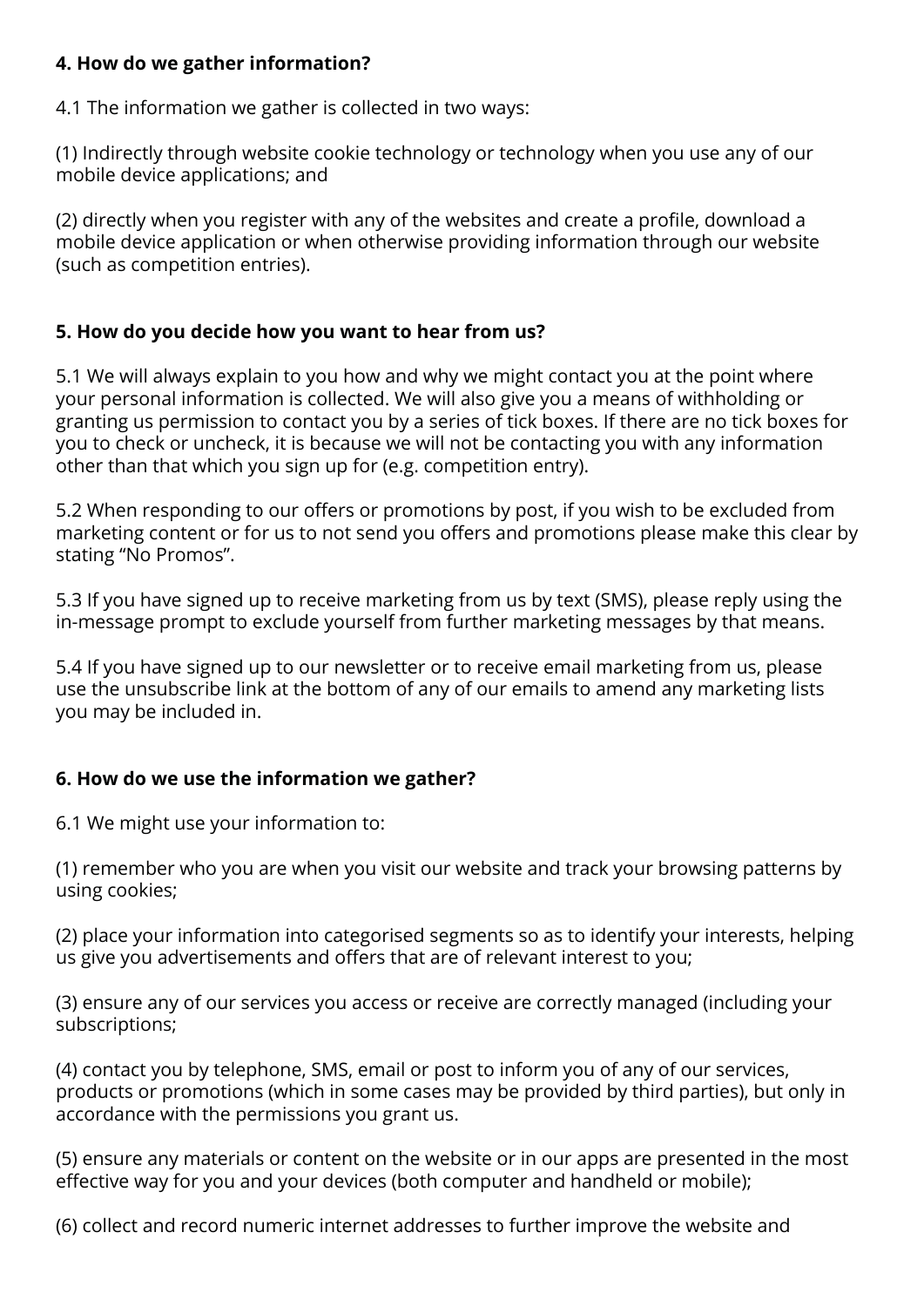## 4. How do we gather information?

4.1 The information we gather is collected in two ways:

(1) Indirectly through website cookie technology or technology when you use any of our mobile device applications; and

(2) directly when you register with any of the websites and create a profile, download a mobile device application or when otherwise providing information through our website (such as competition entries).

## 5. How do you decide how you want to hear from us?

5.1 We will always explain to you how and why we might contact you at the point where your personal information is collected. We will also give you a means of withholding or granting us permission to contact you by a series of tick boxes. If there are no tick boxes for you to check or uncheck, it is because we will not be contacting you with any information other than that which you sign up for (e.g. competition entry).

5.2 When responding to our offers or promotions by post, if you wish to be excluded from marketing content or for us to not send you offers and promotions please make this clear by stating "No Promos".

5.3 If you have signed up to receive marketing from us by text (SMS), please reply using the in-message prompt to exclude yourself from further marketing messages by that means.

5.4 If you have signed up to our newsletter or to receive email marketing from us, please use the unsubscribe link at the bottom of any of our emails to amend any marketing lists you may be included in.

## 6. How do we use the information we gather?

6.1 We might use your information to:

(1) remember who you are when you visit our website and track your browsing patterns by using cookies;

(2) place your information into categorised segments so as to identify your interests, helping us give you advertisements and offers that are of relevant interest to you;

(3) ensure any of our services you access or receive are correctly managed (including your subscriptions;

(4) contact you by telephone, SMS, email or post to inform you of any of our services, products or promotions (which in some cases may be provided by third parties), but only in accordance with the permissions you grant us.

(5) ensure any materials or content on the website or in our apps are presented in the most effective way for you and your devices (both computer and handheld or mobile);

(6) collect and record numeric internet addresses to further improve the website and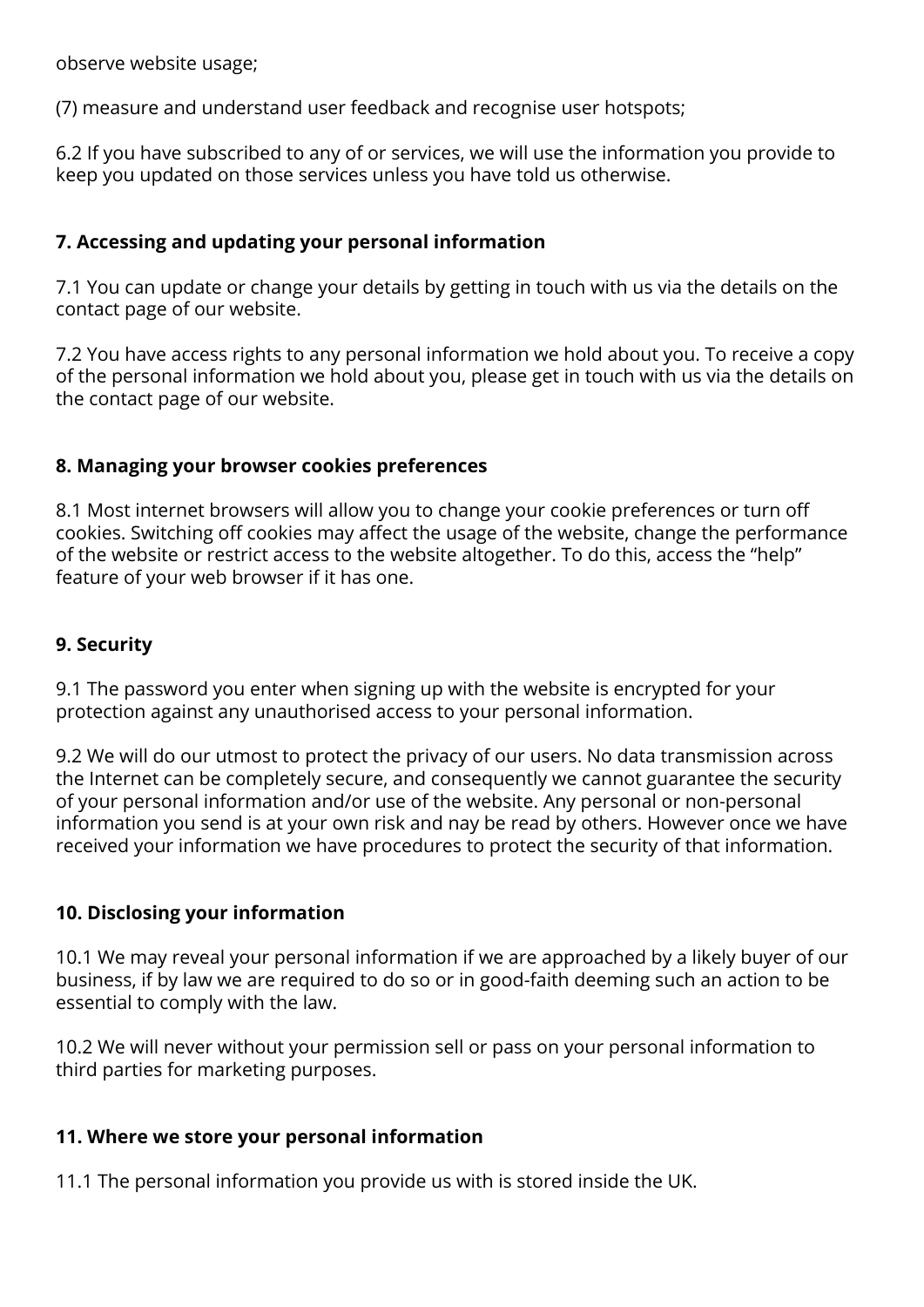observe website usage;

(7) measure and understand user feedback and recognise user hotspots;

6.2 If you have subscribed to any of or services, we will use the information you provide to keep you updated on those services unless you have told us otherwise.

**7. Accessing and updating your personal information**

7.1 You can update or change your details by getting in touch with us via the details on the contact page of our website.

7.2 You have access rights to any personal information we hold about you. To receive a copy of the personal information we hold about you, please get in touch with us via the details on the contact page of our website.

**8. Managing your browser cookies preferences**

8.1 Most internet browsers will allow you to change your cookie preferences or turn off cookies. Switching off cookies may affect the usage of the website, change the performance of the website or restrict access to the website altogether. To do this, access the “help” feature of your web browser if it has one.

**9. Security**

9.1 The password you enter when signing up with the website is encrypted for your protection against any unauthorised access to your personal information.

9.2 We will do our utmost to protect the privacy of our users. No data transmission across the Internet can be completely secure, and consequently we cannot guarantee the security of your personal information and/or use of the website. Any personal or non-personal information you send is at your own risk and nay be read by others. However once we have received your information we have procedures to protect the security of that information.

**10. Disclosing your information**

10.1 We may reveal your personal information if we are approached by a likely buyer of our business, if by law we are required to do so or in good-faith deeming such an action to be essential to comply with the law.

10.2 We will never without your permission sell or pass on your personal information to third parties for marketing purposes.

**11. Where we store your personal information**

11.1 The personal information you provide us with is stored inside the UK.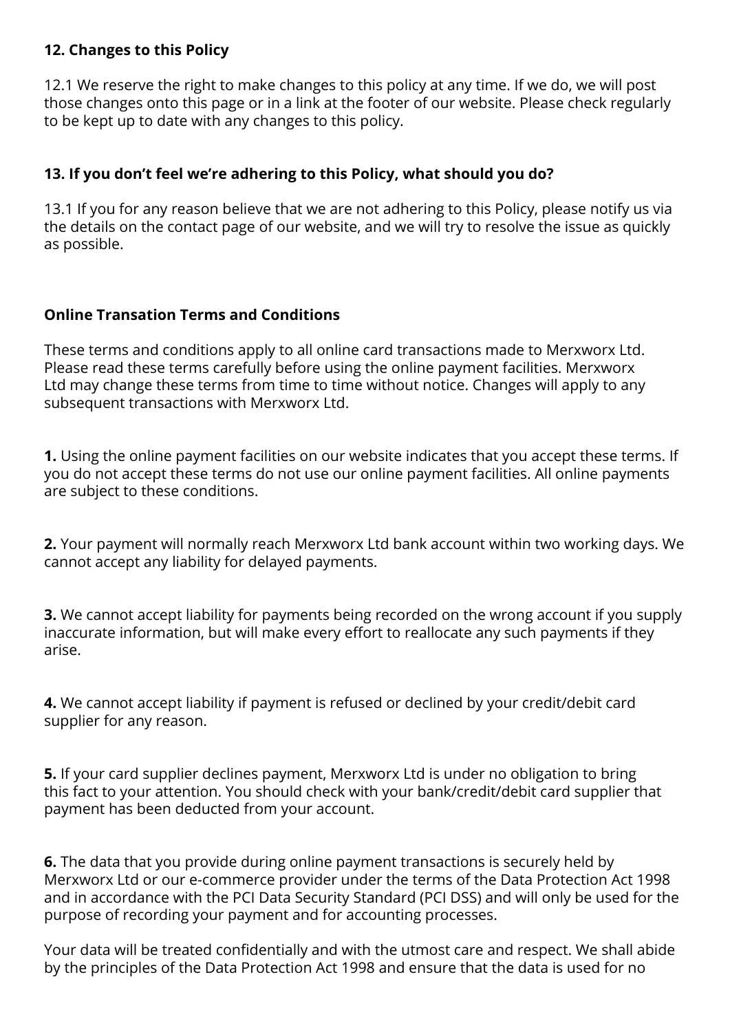### 12. Changes to this Policy

12.1 We reserve the right to make changes to this policy at any time. If we do, we will post those changes onto this page or in a link at the footer of our website. Please check regularly to be kept up to date with any changes to this policy.

### 13. If you don't feel we're adhering to this Policy, what should you do?

13.1 If you for any reason believe that we are not adhering to this Policy, please notify us via the details on the contact page of our website, and we will try to resolve the issue as quickly as possible.

## Online Transation Terms and Conditions

These terms and conditions apply to all online card transactions made to Merxworx Ltd. Please read these terms carefully before using the online payment facilities. Merxworx Ltd may change these terms from time to time without notice. Changes will apply to any subsequent transactions with Merxworx Ltd.

**1.** Using the online payment facilities on our website indicates that you accept these terms. If you do not accept these terms do not use our online payment facilities. All online payments are subject to these conditions.

**2.** Your payment will normally reach Merxworx Ltd bank account within two working days. We cannot accept any liability for delayed payments.

**3.** We cannot accept liability for payments being recorded on the wrong account if you supply inaccurate information, but will make every effort to reallocate any such payments if they arise.

**4.** We cannot accept liability if payment is refused or declined by your credit/debit card supplier for any reason.

**5.** If your card supplier declines payment, Merxworx Ltd is under no obligation to bring this fact to your attention. You should check with your bank/credit/debit card supplier that payment has been deducted from your account.

**6.** The data that you provide during online payment transactions is securely held by Merxworx Ltd or our e-commerce provider under the terms of the Data Protection Act 1998 and in accordance with the PCI Data Security Standard (PCI DSS) and will only be used for the purpose of recording your payment and for accounting processes.

Your data will be treated confidentially and with the utmost care and respect. We shall abide by the principles of the Data Protection Act 1998 and ensure that the data is used for no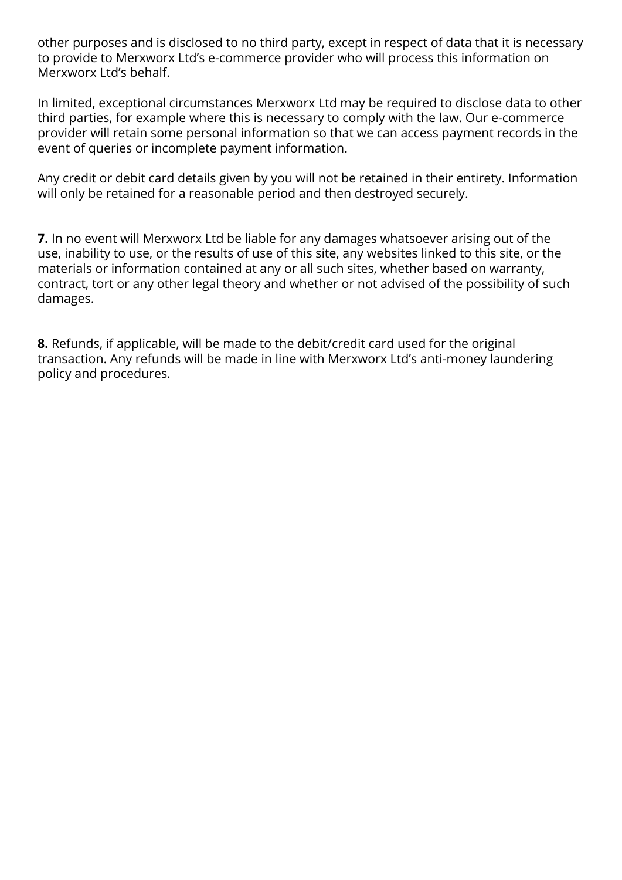other purposes and is disclosed to no third party, except in respect of data that it is necessary to provide to Merxworx Ltd's e-commerce provider who will process this information on Merxworx Ltd's behalf.

In limited, exceptional circumstances Merxworx Ltd may be required to disclose data to other third parties, for example where this is necessary to comply with the law. Our e-commerce provider will retain some personal information so that we can access payment records in the event of queries or incomplete payment information.

Any credit or debit card details given by you will not be retained in their entirety. Information will only be retained for a reasonable period and then destroyed securely.

**7.** In no event will Merxworx Ltd be liable for any damages whatsoever arising out of the use, inability to use, or the results of use of this site, any websites linked to this site, or the materials or information contained at any or all such sites, whether based on warranty, contract, tort or any other legal theory and whether or not advised of the possibility of such damages.

**8.** Refunds, if applicable, will be made to the debit/credit card used for the original transaction. Any refunds will be made in line with Merxworx Ltd's anti-money laundering policy and procedures.